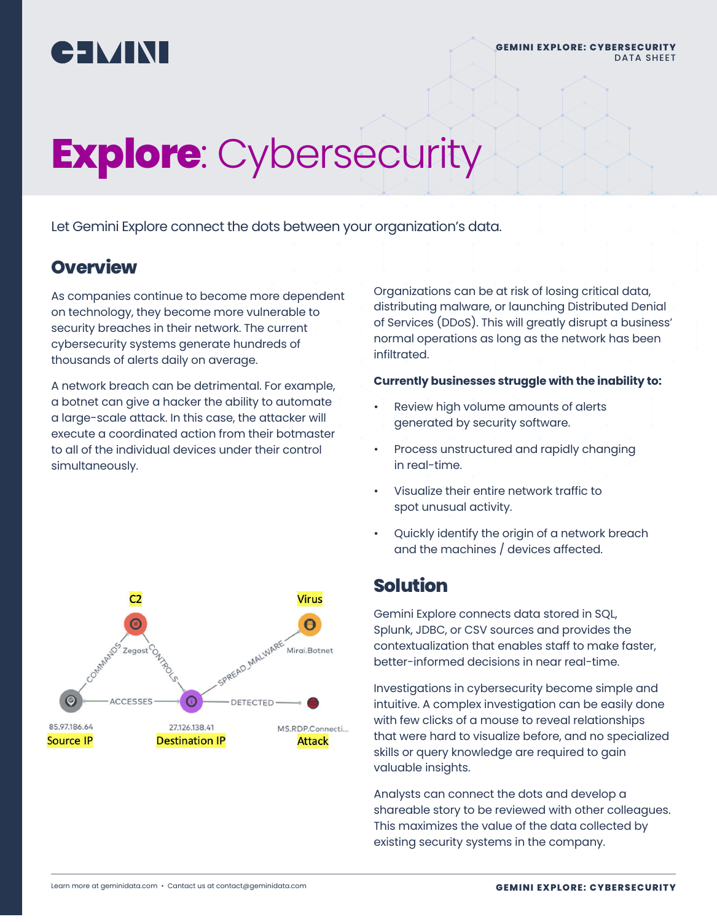# **Explore**: Cybersecurity

Let Gemini Explore connect the dots between your organization's data.

## Overview

As companies continue to become more dependent on technology, they become more vulnerable to security breaches in their network. The current cybersecurity systems generate hundreds of thousands of alerts daily on average.

A network breach can be detrimental. For example, a botnet can give a hacker the ability to automate a large-scale attack. In this case, the attacker will execute a coordinated action from their botmaster to all of the individual devices under their control simultaneously.

Organizations can be at risk of losing critical data, distributing malware, or launching Distributed Denial of Services (DDoS). This will greatly disrupt a business' normal operations as long as the network has been infiltrated.

**Currently businesses struggle with the inability to:**

- Review high volume amounts of alerts generated by security software.
- Process unstructured and rapidly changing in real-time.
- Visualize their entire network traffic to spot unusual activity.
- Quickly identify the origin of a network breach and the machines / devices affected.

## Solution

Gemini Explore connects data stored in SQL, Splunk, JDBC, or CSV sources and provides the contextualization that enables staff to make faster, better-informed decisions in near real-time.

Investigations in cybersecurity become simple and intuitive. A complex investigation can be easily done with few clicks of a mouse to reveal relationships that were hard to visualize before, and no specialized skills or query knowledge are required to gain valuable insights.

Analysts can connect the dots and develop a shareable story to be reviewed with other colleagues. This maximizes the value of the data collected by existing security systems in the company.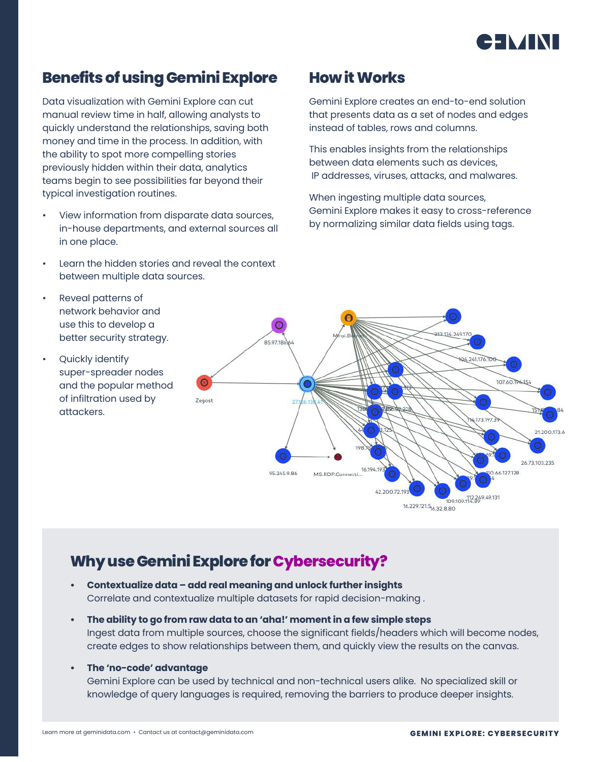## Benefits of using Gemini Explore

Data visualization with Gemini Explore can cut manual review time in half, allowing analysts to quickly understand the relationships, saving both money and time in the process. In addition, with the ability to spot more compelling stories previously hidden within their data, analytics teams begin to see possibilities far beyond their typical investigation routines.

- View information from disparate data sources, in-house departments, and external sources all in one place.
- Learn the hidden stories and reveal the context between multiple data sources.
- Reveal patterns of network behavior and use this to develop a better security strategy.
- Quickly identify super-spreader nodes and the popular method of infiltration used by attackers.

## How it Works

Gemini Explore creates an end-to-end solution that presents data as a set of nodes and edges instead of tables, rows and columns.

This enables insights from the relationships between data elements such as devices, IP addresses, viruses, attacks, and malwares.

When ingesting multiple data sources, Gemini Explore makes it easy to cross-reference by normalizing similar data fields using tags.

85.97.186.64
Mirai.Botnet
213.134.249.170
104.241.176.100
107.60.174.154
Zegost
27.126.138.41
114.173.197.39
21.200.173.6
26.73.103.235
110.66.127.128
112.249.49.131
109.109.114.89
16.32.8.80
16.229.121.5
42.200.72.193
16.194.193
95.245.9.86
MS.RDP.Connecti...

## Why use Gemini Explore for Cybersecurity?

- **Contextualize data – add real meaning and unlock further insights**
  Correlate and contextualize multiple datasets for rapid decision-making .
- **The ability to go from raw data to an 'aha!' moment in a few simple steps**
  Ingest data from multiple sources, choose the significant fields/headers which will become nodes, create edges to show relationships between them, and quickly view the results on the canvas.
- **The 'no-code' advantage**
  Gemini Explore can be used by technical and non-technical users alike. No specialized skill or knowledge of query languages is required, removing the barriers to produce deeper insights.

Learn more at geminidata.com • Contact us at contact@geminidata.com